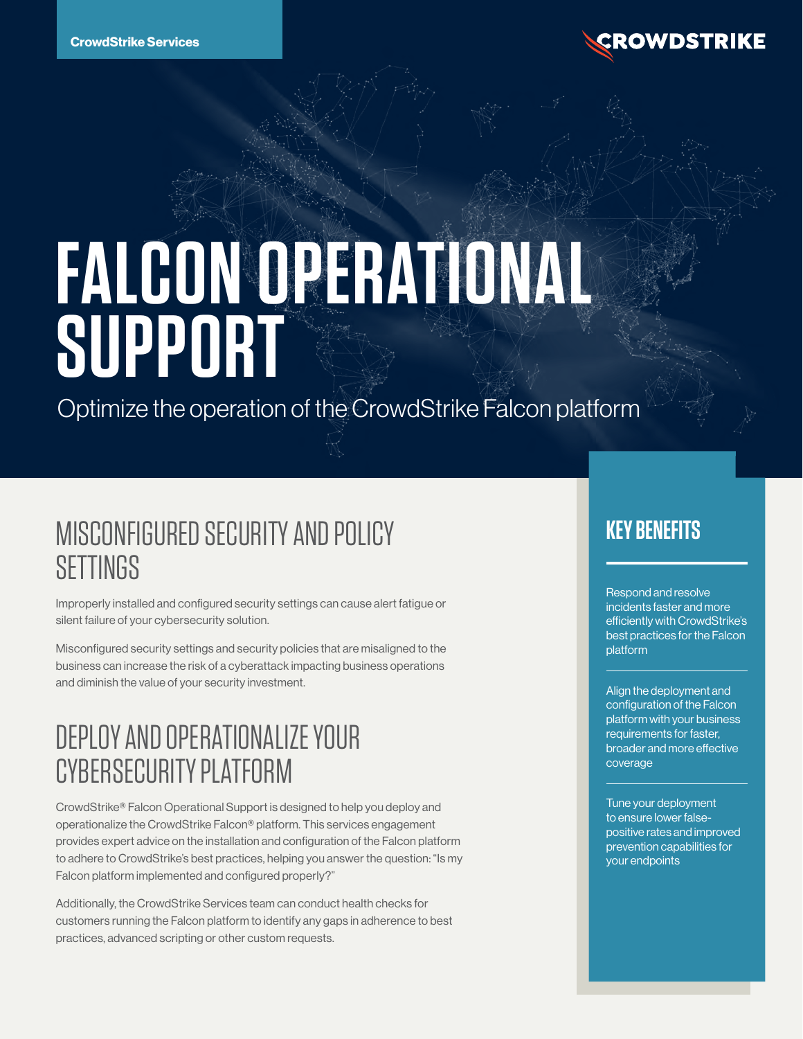CrowdStrike Services

CROWDSTRIKE

# FALCON OPERATIONAL SUPPORT

Optimize the operation of the CrowdStrike Falcon platform

## MISCONFIGURED SECURITY AND POLICY SETTINGS

Improperly installed and configured security settings can cause alert fatigue or silent failure of your cybersecurity solution.

Misconfigured security settings and security policies that are misaligned to the business can increase the risk of a cyberattack impacting business operations and diminish the value of your security investment.

## DEPLOY AND OPERATIONALIZE YOUR CYBERSECURITY PLATFORM

CrowdStrike® Falcon Operational Support is designed to help you deploy and operationalize the CrowdStrike Falcon® platform. This services engagement provides expert advice on the installation and configuration of the Falcon platform to adhere to CrowdStrike's best practices, helping you answer the question: "Is my Falcon platform implemented and configured properly?"

Additionally, the CrowdStrike Services team can conduct health checks for customers running the Falcon platform to identify any gaps in adherence to best practices, advanced scripting or other custom requests.

## KEY BENEFITS

Respond and resolve incidents faster and more efficiently with CrowdStrike's best practices for the Falcon platform

Align the deployment and configuration of the Falcon platform with your business requirements for faster, broader and more effective coverage

Tune your deployment to ensure lower false-positive rates and improved prevention capabilities for your endpoints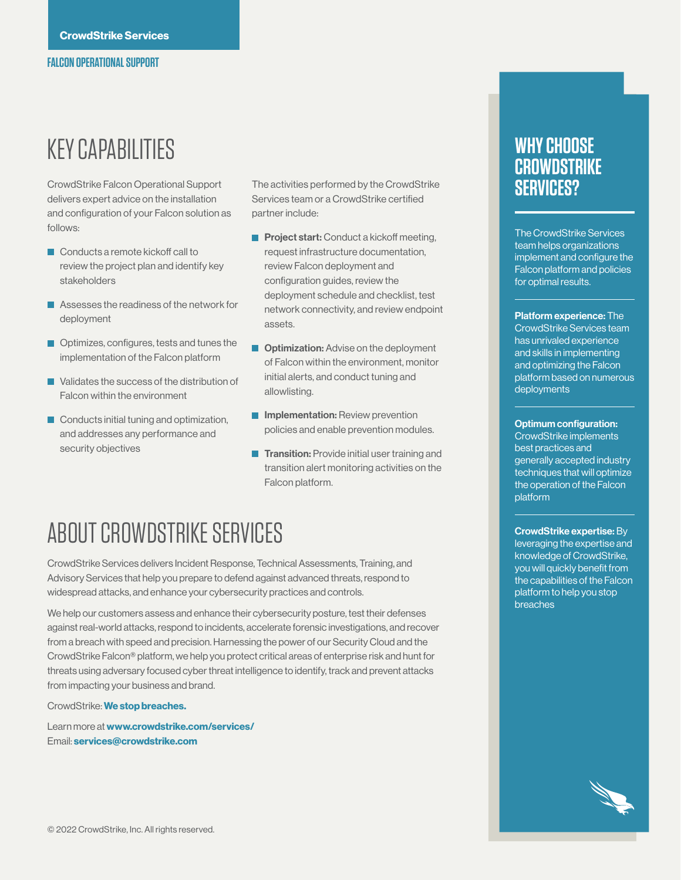## KEY CAPABILITIES

CrowdStrike Falcon Operational Support delivers expert advice on the installation and configuration of your Falcon solution as follows:

- Conducts a remote kickoff call to review the project plan and identify key stakeholders
- Assesses the readiness of the network for deployment
- Optimizes, configures, tests and tunes the implementation of the Falcon platform
- Validates the success of the distribution of Falcon within the environment
- Conducts initial tuning and optimization, and addresses any performance and security objectives

The activities performed by the CrowdStrike Services team or a CrowdStrike certified partner include:

- **Project start:** Conduct a kickoff meeting, request infrastructure documentation, review Falcon deployment and configuration guides, review the deployment schedule and checklist, test network connectivity, and review endpoint assets.
- **Optimization:** Advise on the deployment of Falcon within the environment, monitor initial alerts, and conduct tuning and allowlisting.
- **Implementation:** Review prevention policies and enable prevention modules.
- **Transition:** Provide initial user training and transition alert monitoring activities on the Falcon platform.

## ABOUT CROWDSTRIKE SERVICES

CrowdStrike Services delivers Incident Response, Technical Assessments, Training, and Advisory Services that help you prepare to defend against advanced threats, respond to widespread attacks, and enhance your cybersecurity practices and controls.

We help our customers assess and enhance their cybersecurity posture, test their defenses against real-world attacks, respond to incidents, accelerate forensic investigations, and recover from a breach with speed and precision. Harnessing the power of our Security Cloud and the CrowdStrike Falcon® platform, we help you protect critical areas of enterprise risk and hunt for threats using adversary focused cyber threat intelligence to identify, track and prevent attacks from impacting your business and brand.

CrowdStrike: **We stop breaches.**

Learn more at **www.crowdstrike.com/services/**
Email: **services@crowdstrike.com**

## WHY CHOOSE CROWDSTRIKE SERVICES?

The CrowdStrike Services team helps organizations implement and configure the Falcon platform and policies for optimal results.

**Platform experience:** The CrowdStrike Services team has unrivaled experience and skills in implementing and optimizing the Falcon platform based on numerous deployments

**Optimum configuration:** CrowdStrike implements best practices and generally accepted industry techniques that will optimize the operation of the Falcon platform

**CrowdStrike expertise:** By leveraging the expertise and knowledge of CrowdStrike, you will quickly benefit from the capabilities of the Falcon platform to help you stop breaches

© 2022 CrowdStrike, Inc. All rights reserved.